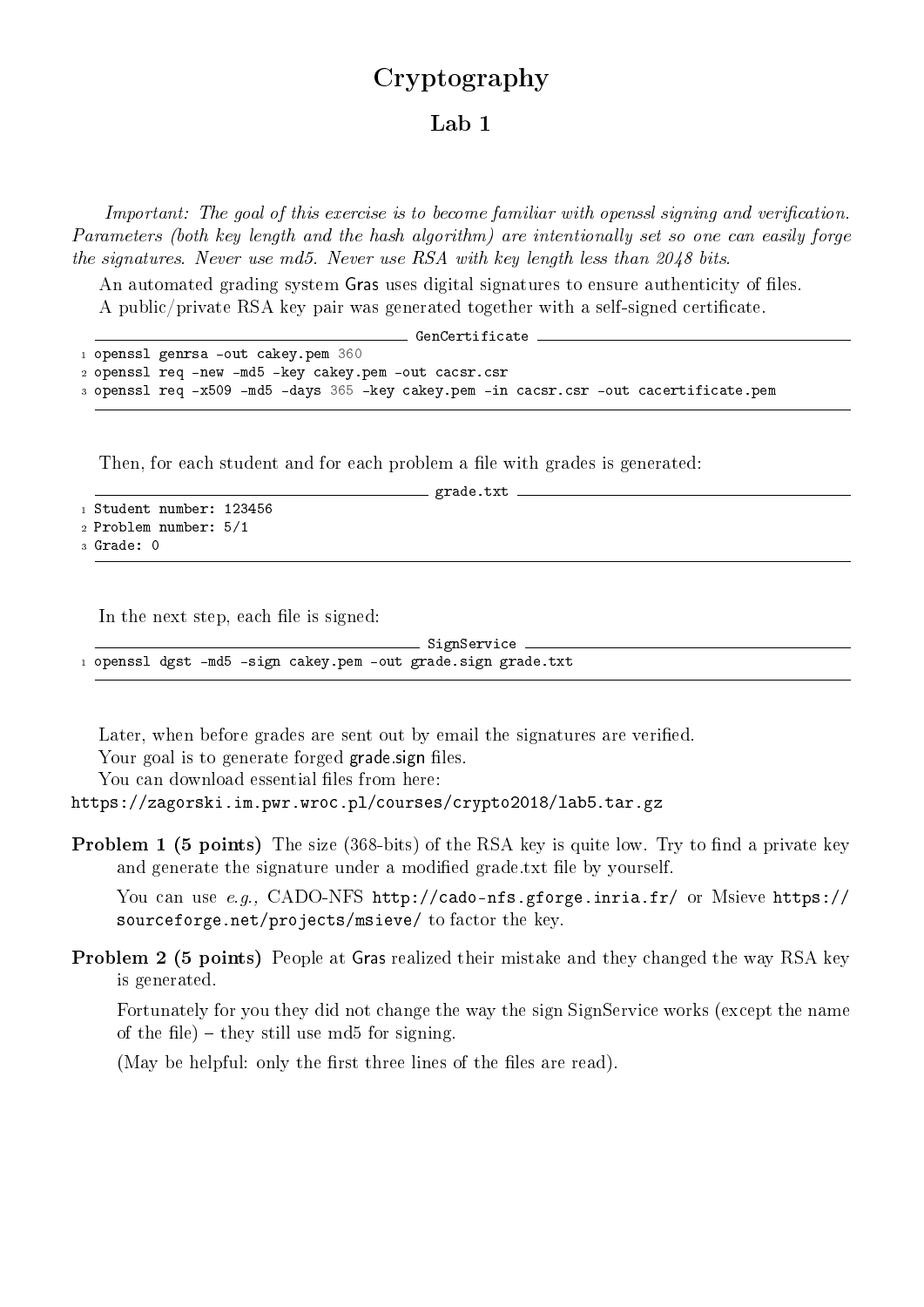# Cryptography

## Lab 1

*Important: The goal of this exercise is to become familiar with openssl signing and verification. Parameters (both key length and the hash algorithm) are intentionally set so one can easily forge the signatures. Never use md5. Never use RSA with key length less than 2048 bits.*

An automated grading system Gras uses digital signatures to ensure authenticity of files.

A public/private RSA key pair was generated together with a self-signed certificate.

GenCertificate

```
openssl genrsa -out cakey.pem 360
openssl req -new -md5 -key cakey.pem -out cacsr.csr
openssl req -x509 -md5 -days 365 -key cakey.pem -in cacsr.csr -out cacertificate.pem
```

Then, for each student and for each problem a file with grades is generated:

grade.txt

```
Student number: 123456
Problem number: 5/1
Grade: 0
```

In the next step, each file is signed:

SignService

```
openssl dgst -md5 -sign cakey.pem -out grade.sign grade.txt
```

Later, when before grades are sent out by email the signatures are verified.

Your goal is to generate forged grade.sign files.

You can download essential files from here:

https://zagorski.im.pwr.wroc.pl/courses/crypto2018/lab5.tar.gz

**Problem 1 (5 points)** The size (368-bits) of the RSA key is quite low. Try to find a private key and generate the signature under a modified grade.txt file by yourself.

You can use *e.g.*, CADO-NFS http://cado-nfs.gforge.inria.fr/ or Msieve https://sourceforge.net/projects/msieve/ to factor the key.

**Problem 2 (5 points)** People at Gras realized their mistake and they changed the way RSA key is generated.

Fortunately for you they did not change the way the sign SignService works (except the name of the file) – they still use md5 for signing.

(May be helpful: only the first three lines of the files are read).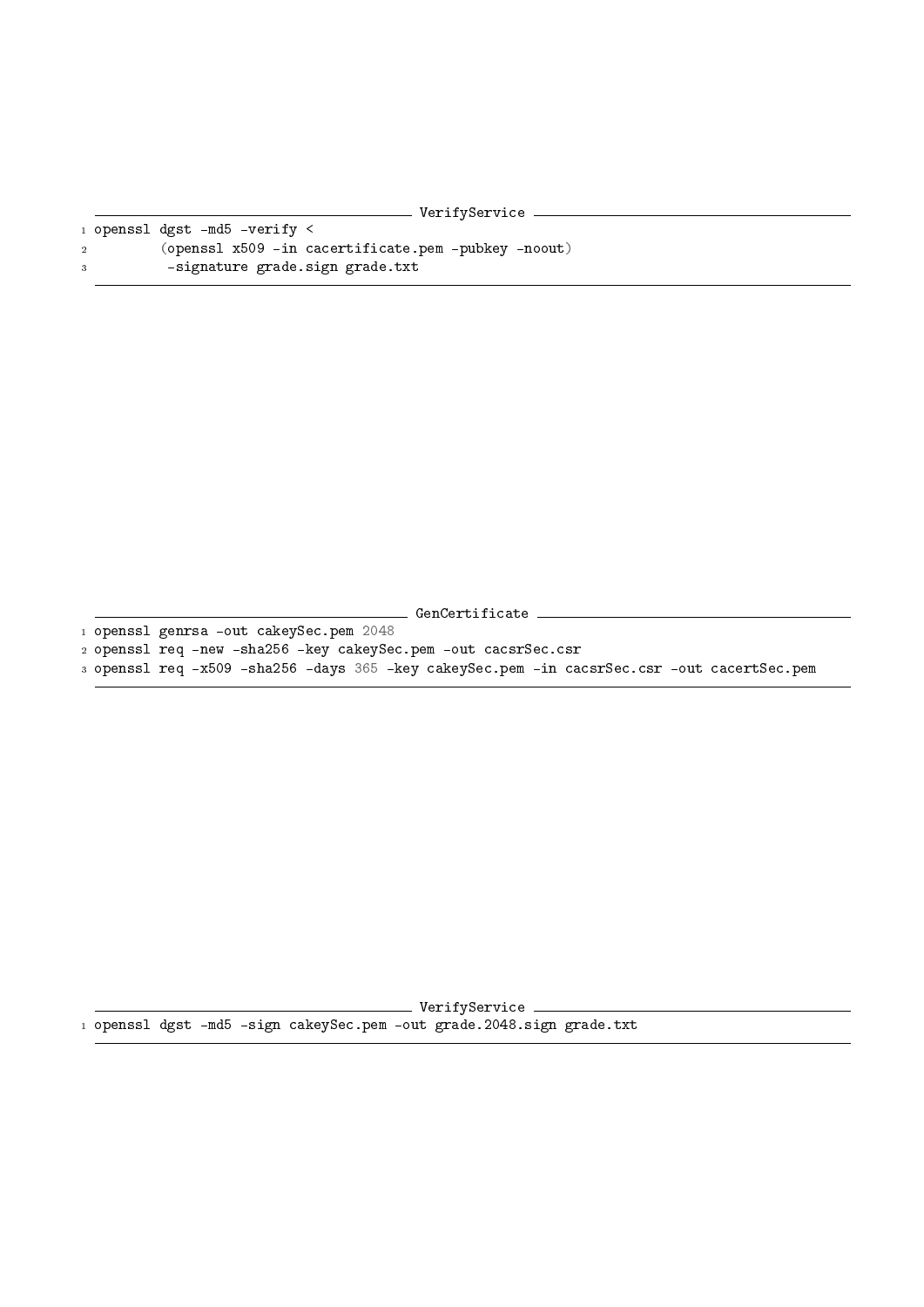VerifyService

```
openssl dgst -md5 -verify <
       (openssl x509 -in cacertificate.pem -pubkey -noout)
        -signature grade.sign grade.txt
```

GenCertificate

```
openssl genrsa -out cakeySec.pem 2048
openssl req -new -sha256 -key cakeySec.pem -out cacsrSec.csr
openssl req -x509 -sha256 -days 365 -key cakeySec.pem -in cacsrSec.csr -out cacertSec.pem
```

VerifyService

```
openssl dgst -md5 -sign cakeySec.pem -out grade.2048.sign grade.txt
```